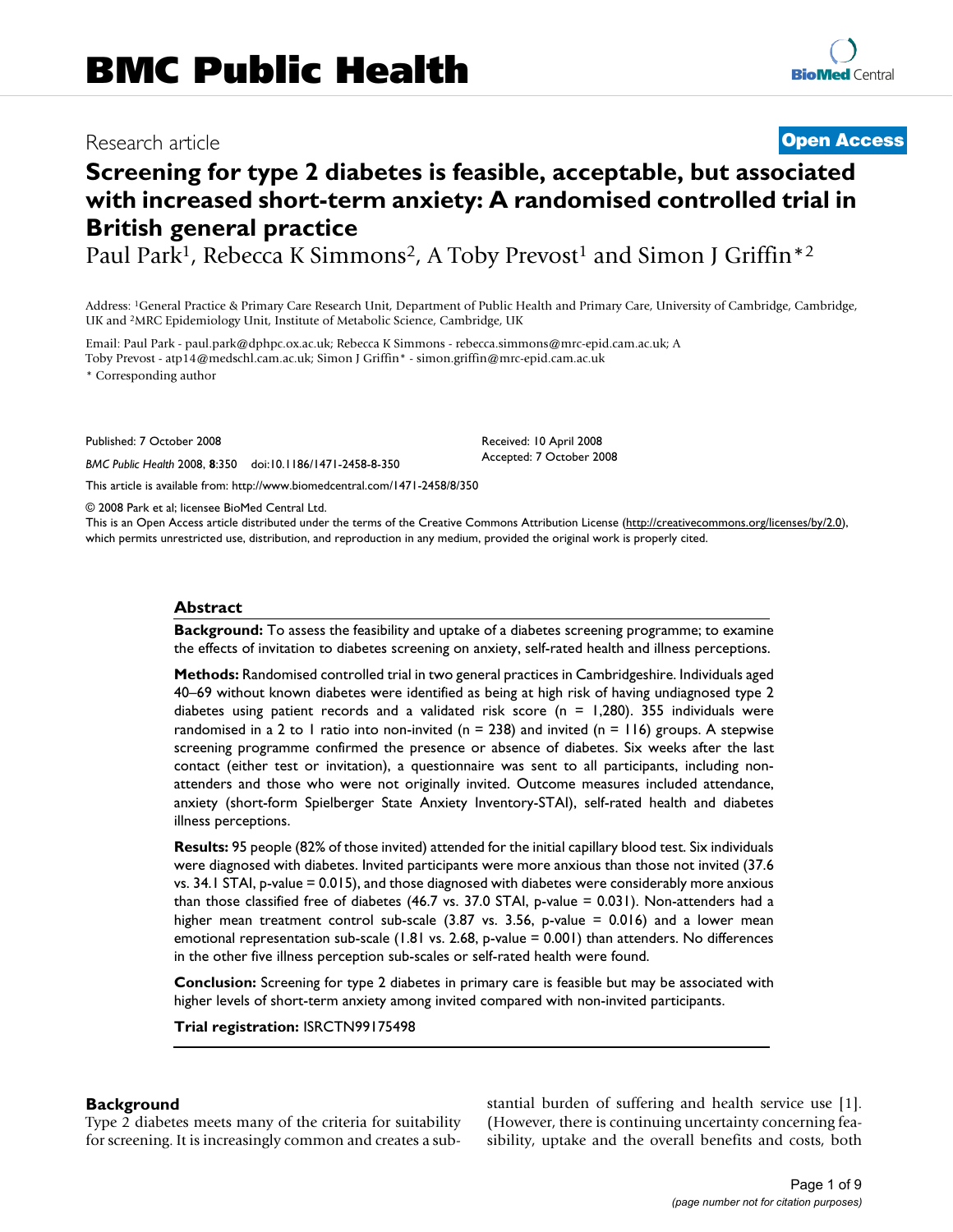# Research article

**Open Access**

# Screening for type 2 diabetes is feasible, acceptable, but associated with increased short-term anxiety: A randomised controlled trial in British general practice

Paul Park[1], Rebecca K Simmons[2], A Toby Prevost[1] and Simon J Griffin*[2]

Address: [1]General Practice & Primary Care Research Unit, Department of Public Health and Primary Care, University of Cambridge, Cambridge, UK and [2]MRC Epidemiology Unit, Institute of Metabolic Science, Cambridge, UK

Email: Paul Park - paul.park@dphpc.ox.ac.uk; Rebecca K Simmons - rebecca.simmons@mrc-epid.cam.ac.uk; A Toby Prevost - atp14@medschl.cam.ac.uk; Simon J Griffin* - simon.griffin@mrc-epid.cam.ac.uk

\* Corresponding author

Published: 7 October 2008

*BMC Public Health* 2008, **8**:350 doi:10.1186/1471-2458-8-350

Received: 10 April 2008
Accepted: 7 October 2008

This article is available from: http://www.biomedcentral.com/1471-2458/8/350

© 2008 Park et al; licensee BioMed Central Ltd.

This is an Open Access article distributed under the terms of the Creative Commons Attribution License (http://creativecommons.org/licenses/by/2.0), which permits unrestricted use, distribution, and reproduction in any medium, provided the original work is properly cited.

## Abstract

**Background:** To assess the feasibility and uptake of a diabetes screening programme; to examine the effects of invitation to diabetes screening on anxiety, self-rated health and illness perceptions.

**Methods:** Randomised controlled trial in two general practices in Cambridgeshire. Individuals aged 40–69 without known diabetes were identified as being at high risk of having undiagnosed type 2 diabetes using patient records and a validated risk score (n = 1,280). 355 individuals were randomised in a 2 to 1 ratio into non-invited (n = 238) and invited (n = 116) groups. A stepwise screening programme confirmed the presence or absence of diabetes. Six weeks after the last contact (either test or invitation), a questionnaire was sent to all participants, including non-attenders and those who were not originally invited. Outcome measures included attendance, anxiety (short-form Spielberger State Anxiety Inventory-STAI), self-rated health and diabetes illness perceptions.

**Results:** 95 people (82% of those invited) attended for the initial capillary blood test. Six individuals were diagnosed with diabetes. Invited participants were more anxious than those not invited (37.6 vs. 34.1 STAI, p-value = 0.015), and those diagnosed with diabetes were considerably more anxious than those classified free of diabetes (46.7 vs. 37.0 STAI, p-value = 0.031). Non-attenders had a higher mean treatment control sub-scale (3.87 vs. 3.56, p-value = 0.016) and a lower mean emotional representation sub-scale (1.81 vs. 2.68, p-value = 0.001) than attenders. No differences in the other five illness perception sub-scales or self-rated health were found.

**Conclusion:** Screening for type 2 diabetes in primary care is feasible but may be associated with higher levels of short-term anxiety among invited compared with non-invited participants.

**Trial registration:** ISRCTN99175498

## Background

Type 2 diabetes meets many of the criteria for suitability for screening. It is increasingly common and creates a substantial burden of suffering and health service use [1]. (However, there is continuing uncertainty concerning feasibility, uptake and the overall benefits and costs, both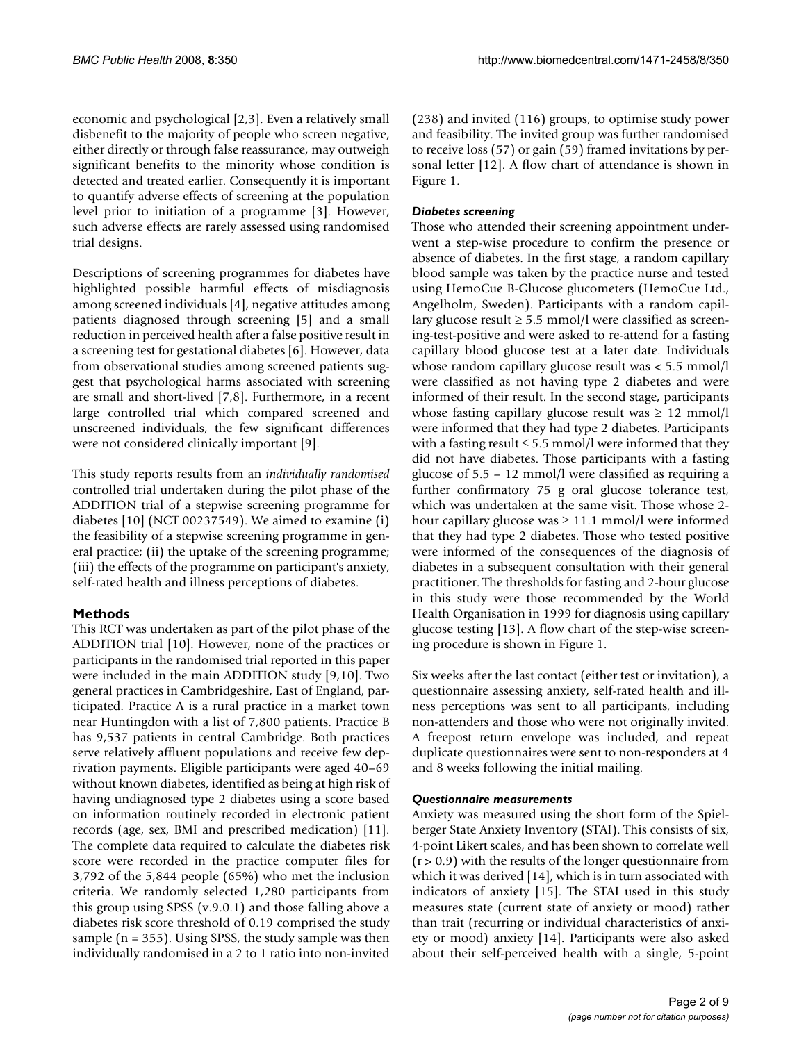economic and psychological [2,3]. Even a relatively small disbenefit to the majority of people who screen negative, either directly or through false reassurance, may outweigh significant benefits to the minority whose condition is detected and treated earlier. Consequently it is important to quantify adverse effects of screening at the population level prior to initiation of a programme [3]. However, such adverse effects are rarely assessed using randomised trial designs.

Descriptions of screening programmes for diabetes have highlighted possible harmful effects of misdiagnosis among screened individuals [4], negative attitudes among patients diagnosed through screening [5] and a small reduction in perceived health after a false positive result in a screening test for gestational diabetes [6]. However, data from observational studies among screened patients suggest that psychological harms associated with screening are small and short-lived [7,8]. Furthermore, in a recent large controlled trial which compared screened and unscreened individuals, the few significant differences were not considered clinically important [9].

This study reports results from an *individually randomised* controlled trial undertaken during the pilot phase of the ADDITION trial of a stepwise screening programme for diabetes [10] (NCT 00237549). We aimed to examine (i) the feasibility of a stepwise screening programme in general practice; (ii) the uptake of the screening programme; (iii) the effects of the programme on participant's anxiety, self-rated health and illness perceptions of diabetes.

## Methods

This RCT was undertaken as part of the pilot phase of the ADDITION trial [10]. However, none of the practices or participants in the randomised trial reported in this paper were included in the main ADDITION study [9,10]. Two general practices in Cambridgeshire, East of England, participated. Practice A is a rural practice in a market town near Huntingdon with a list of 7,800 patients. Practice B has 9,537 patients in central Cambridge. Both practices serve relatively affluent populations and receive few deprivation payments. Eligible participants were aged 40–69 without known diabetes, identified as being at high risk of having undiagnosed type 2 diabetes using a score based on information routinely recorded in electronic patient records (age, sex, BMI and prescribed medication) [11]. The complete data required to calculate the diabetes risk score were recorded in the practice computer files for 3,792 of the 5,844 people (65%) who met the inclusion criteria. We randomly selected 1,280 participants from this group using SPSS (v.9.0.1) and those falling above a diabetes risk score threshold of 0.19 comprised the study sample (n = 355). Using SPSS, the study sample was then individually randomised in a 2 to 1 ratio into non-invited (238) and invited (116) groups, to optimise study power and feasibility. The invited group was further randomised to receive loss (57) or gain (59) framed invitations by personal letter [12]. A flow chart of attendance is shown in Figure 1.

### *Diabetes screening*

Those who attended their screening appointment underwent a step-wise procedure to confirm the presence or absence of diabetes. In the first stage, a random capillary blood sample was taken by the practice nurse and tested using HemoCue B-Glucose glucometers (HemoCue Ltd., Angelholm, Sweden). Participants with a random capillary glucose result ≥ 5.5 mmol/l were classified as screening-test-positive and were asked to re-attend for a fasting capillary blood glucose test at a later date. Individuals whose random capillary glucose result was < 5.5 mmol/l were classified as not having type 2 diabetes and were informed of their result. In the second stage, participants whose fasting capillary glucose result was ≥ 12 mmol/l were informed that they had type 2 diabetes. Participants with a fasting result ≤ 5.5 mmol/l were informed that they did not have diabetes. Those participants with a fasting glucose of 5.5 – 12 mmol/l were classified as requiring a further confirmatory 75 g oral glucose tolerance test, which was undertaken at the same visit. Those whose 2-hour capillary glucose was ≥ 11.1 mmol/l were informed that they had type 2 diabetes. Those who tested positive were informed of the consequences of the diagnosis of diabetes in a subsequent consultation with their general practitioner. The thresholds for fasting and 2-hour glucose in this study were those recommended by the World Health Organisation in 1999 for diagnosis using capillary glucose testing [13]. A flow chart of the step-wise screening procedure is shown in Figure 1.

Six weeks after the last contact (either test or invitation), a questionnaire assessing anxiety, self-rated health and illness perceptions was sent to all participants, including non-attenders and those who were not originally invited. A freepost return envelope was included, and repeat duplicate questionnaires were sent to non-responders at 4 and 8 weeks following the initial mailing.

### *Questionnaire measurements*

Anxiety was measured using the short form of the Spielberger State Anxiety Inventory (STAI). This consists of six, 4-point Likert scales, and has been shown to correlate well (r > 0.9) with the results of the longer questionnaire from which it was derived [14], which is in turn associated with indicators of anxiety [15]. The STAI used in this study measures state (current state of anxiety or mood) rather than trait (recurring or individual characteristics of anxiety or mood) anxiety [14]. Participants were also asked about their self-perceived health with a single, 5-point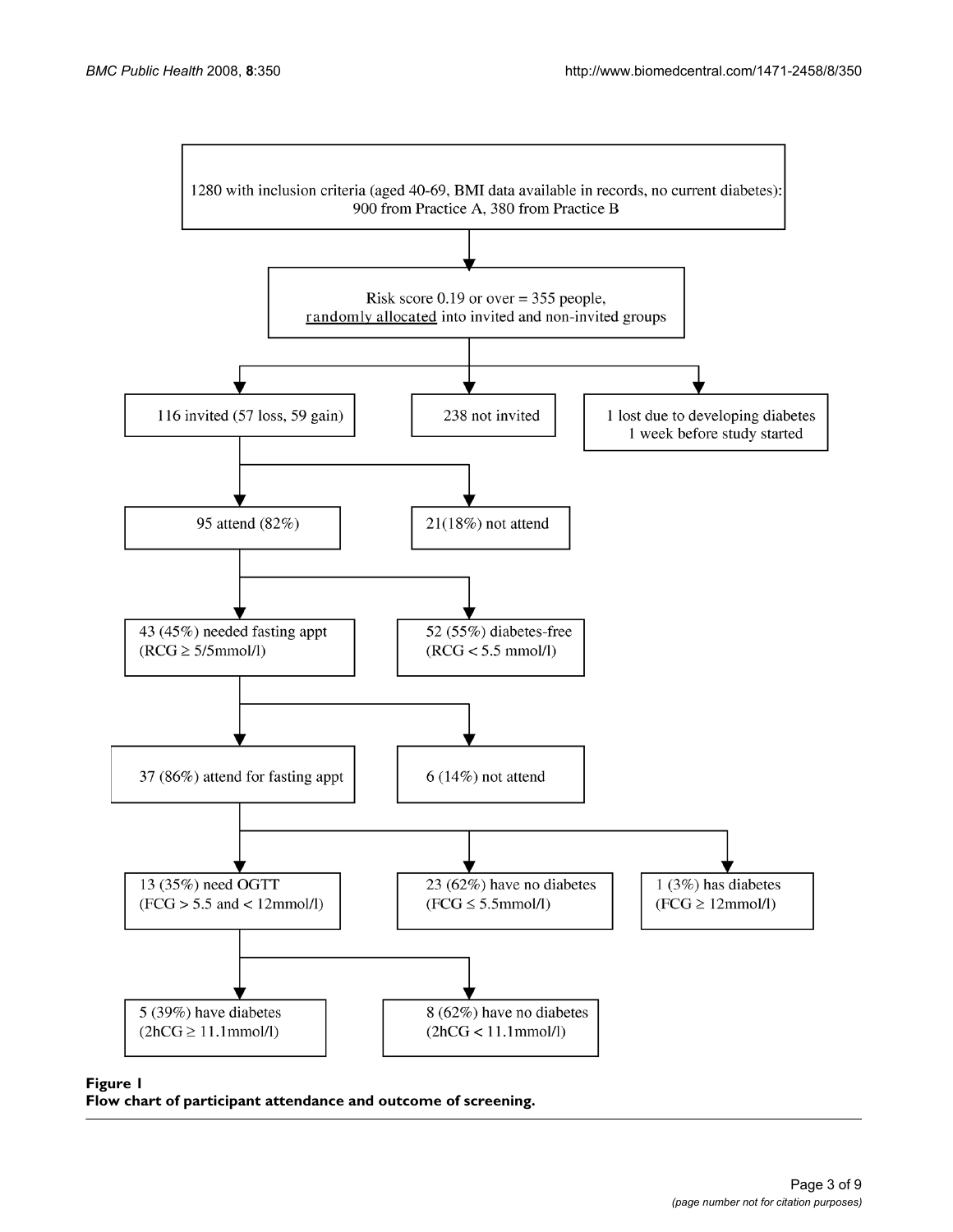1280 with inclusion criteria (aged 40-69, BMI data available in records, no current diabetes): 900 from Practice A, 380 from Practice B

↓

Risk score 0.19 or over = 355 people, randomly allocated into invited and non-invited groups

↓

- 116 invited (57 loss, 59 gain)
- 238 not invited
- 1 lost due to developing diabetes 1 week before study started

116 invited →

- 95 attend (82%)
- 21(18%) not attend

95 attend →

- 43 (45%) needed fasting appt (RCG ≥ 5/5mmol/l)
- 52 (55%) diabetes-free (RCG < 5.5 mmol/l)

43 needed fasting appt →

- 37 (86%) attend for fasting appt
- 6 (14%) not attend

37 attend for fasting appt →

- 13 (35%) need OGTT (FCG > 5.5 and < 12mmol/l)
- 23 (62%) have no diabetes (FCG ≤ 5.5mmol/l)
- 1 (3%) has diabetes (FCG ≥ 12mmol/l)

13 need OGTT →

- 5 (39%) have diabetes (2hCG ≥ 11.1mmol/l)
- 8 (62%) have no diabetes (2hCG < 11.1mmol/l)

**Figure 1**
**Flow chart of participant attendance and outcome of screening.**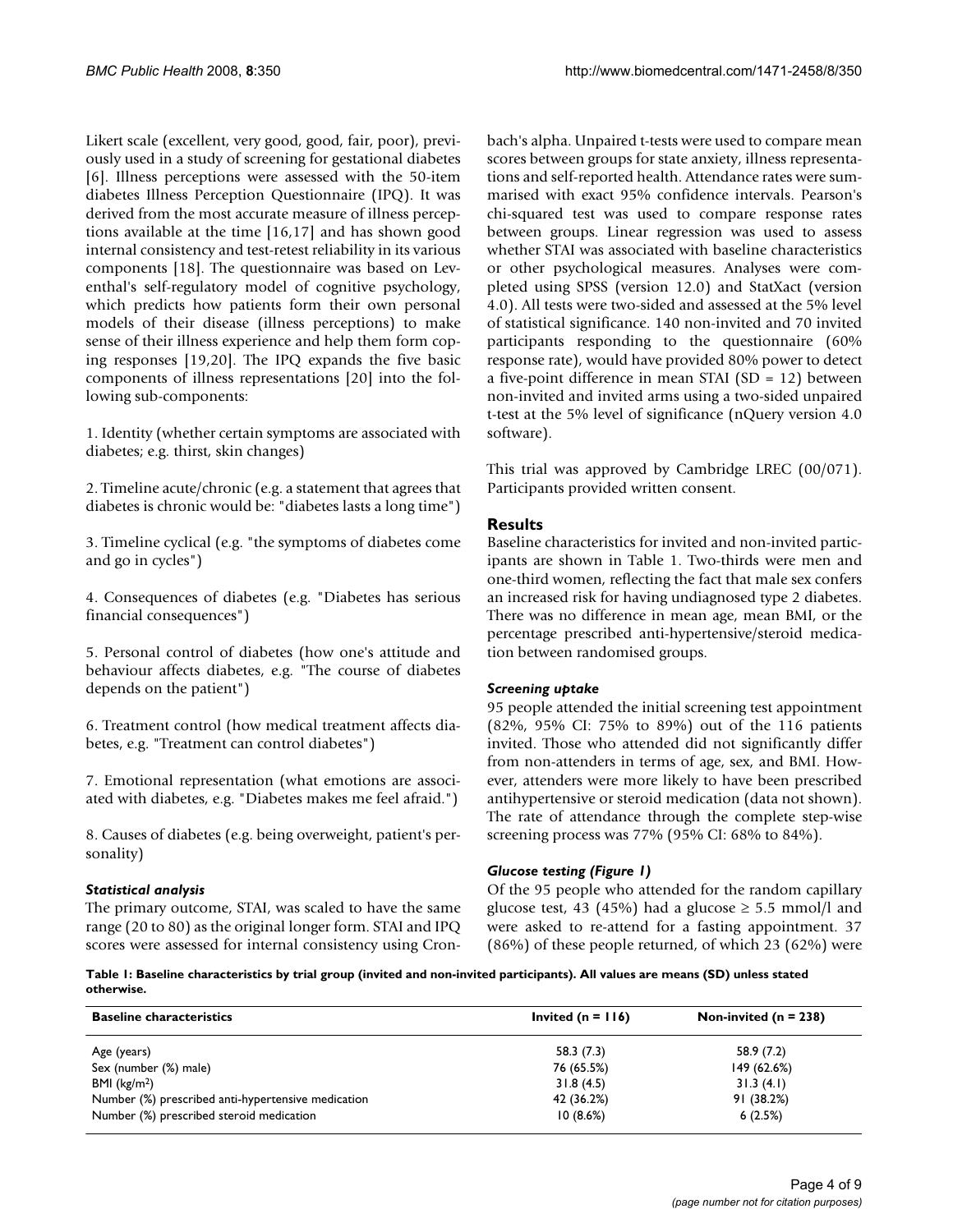Likert scale (excellent, very good, good, fair, poor), previously used in a study of screening for gestational diabetes [6]. Illness perceptions were assessed with the 50-item diabetes Illness Perception Questionnaire (IPQ). It was derived from the most accurate measure of illness perceptions available at the time [16,17] and has shown good internal consistency and test-retest reliability in its various components [18]. The questionnaire was based on Leventhal's self-regulatory model of cognitive psychology, which predicts how patients form their own personal models of their disease (illness perceptions) to make sense of their illness experience and help them form coping responses [19,20]. The IPQ expands the five basic components of illness representations [20] into the following sub-components:

1. Identity (whether certain symptoms are associated with diabetes; e.g. thirst, skin changes)

2. Timeline acute/chronic (e.g. a statement that agrees that diabetes is chronic would be: "diabetes lasts a long time")

3. Timeline cyclical (e.g. "the symptoms of diabetes come and go in cycles")

4. Consequences of diabetes (e.g. "Diabetes has serious financial consequences")

5. Personal control of diabetes (how one's attitude and behaviour affects diabetes, e.g. "The course of diabetes depends on the patient")

6. Treatment control (how medical treatment affects diabetes, e.g. "Treatment can control diabetes")

7. Emotional representation (what emotions are associated with diabetes, e.g. "Diabetes makes me feel afraid.")

8. Causes of diabetes (e.g. being overweight, patient's personality)

### *Statistical analysis*

The primary outcome, STAI, was scaled to have the same range (20 to 80) as the original longer form. STAI and IPQ scores were assessed for internal consistency using Cronbach's alpha. Unpaired t-tests were used to compare mean scores between groups for state anxiety, illness representations and self-reported health. Attendance rates were summarised with exact 95% confidence intervals. Pearson's chi-squared test was used to compare response rates between groups. Linear regression was used to assess whether STAI was associated with baseline characteristics or other psychological measures. Analyses were completed using SPSS (version 12.0) and StatXact (version 4.0). All tests were two-sided and assessed at the 5% level of statistical significance. 140 non-invited and 70 invited participants responding to the questionnaire (60% response rate), would have provided 80% power to detect a five-point difference in mean STAI (SD = 12) between non-invited and invited arms using a two-sided unpaired t-test at the 5% level of significance (nQuery version 4.0 software).

This trial was approved by Cambridge LREC (00/071). Participants provided written consent.

## Results

Baseline characteristics for invited and non-invited participants are shown in Table 1. Two-thirds were men and one-third women, reflecting the fact that male sex confers an increased risk for having undiagnosed type 2 diabetes. There was no difference in mean age, mean BMI, or the percentage prescribed anti-hypertensive/steroid medication between randomised groups.

### *Screening uptake*

95 people attended the initial screening test appointment (82%, 95% CI: 75% to 89%) out of the 116 patients invited. Those who attended did not significantly differ from non-attenders in terms of age, sex, and BMI. However, attenders were more likely to have been prescribed antihypertensive or steroid medication (data not shown). The rate of attendance through the complete step-wise screening process was 77% (95% CI: 68% to 84%).

### *Glucose testing (Figure 1)*

Of the 95 people who attended for the random capillary glucose test, 43 (45%) had a glucose ≥ 5.5 mmol/l and were asked to re-attend for a fasting appointment. 37 (86%) of these people returned, of which 23 (62%) were

**Table 1: Baseline characteristics by trial group (invited and non-invited participants). All values are means (SD) unless stated otherwise.**

| Baseline characteristics | Invited (n = 116) | Non-invited (n = 238) |
| --- | --- | --- |
| Age (years) | 58.3 (7.3) | 58.9 (7.2) |
| Sex (number (%) male) | 76 (65.5%) | 149 (62.6%) |
| BMI (kg/m$^2$) | 31.8 (4.5) | 31.3 (4.1) |
| Number (%) prescribed anti-hypertensive medication | 42 (36.2%) | 91 (38.2%) |
| Number (%) prescribed steroid medication | 10 (8.6%) | 6 (2.5%) |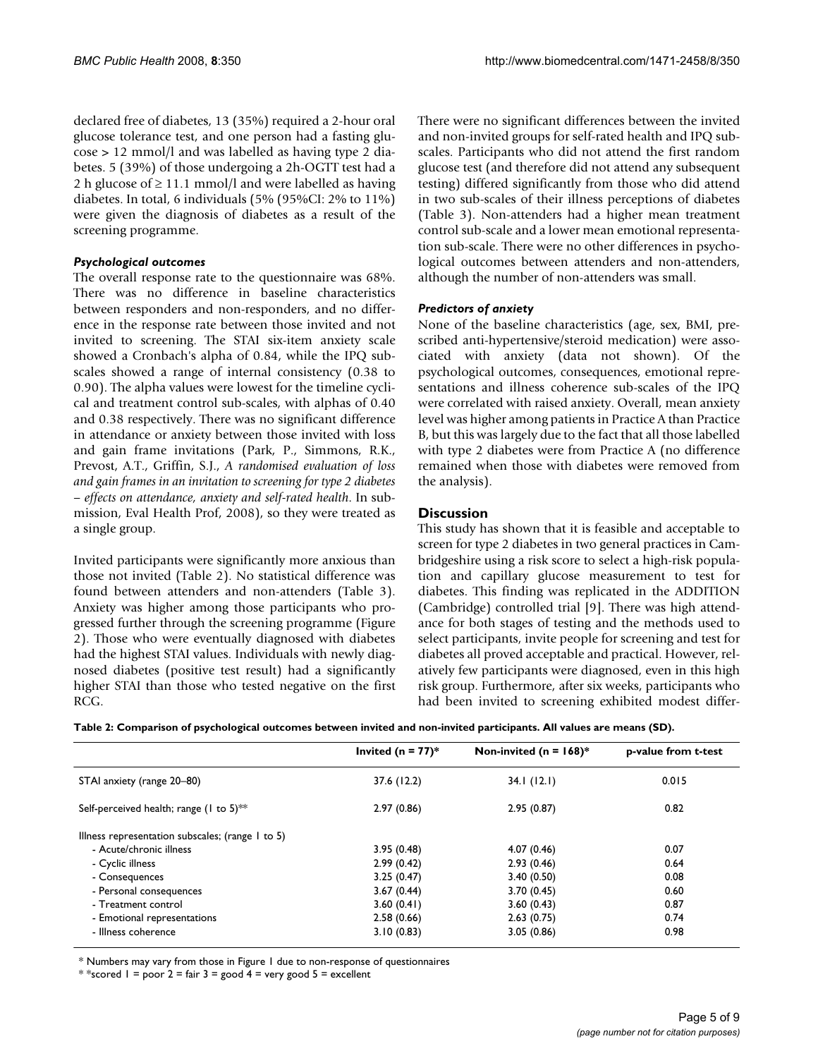declared free of diabetes, 13 (35%) required a 2-hour oral glucose tolerance test, and one person had a fasting glucose > 12 mmol/l and was labelled as having type 2 diabetes. 5 (39%) of those undergoing a 2h-OGTT test had a 2 h glucose of ≥ 11.1 mmol/l and were labelled as having diabetes. In total, 6 individuals (5% (95%CI: 2% to 11%) were given the diagnosis of diabetes as a result of the screening programme.

### *Psychological outcomes*

The overall response rate to the questionnaire was 68%. There was no difference in baseline characteristics between responders and non-responders, and no difference in the response rate between those invited and not invited to screening. The STAI six-item anxiety scale showed a Cronbach's alpha of 0.84, while the IPQ subscales showed a range of internal consistency (0.38 to 0.90). The alpha values were lowest for the timeline cyclical and treatment control sub-scales, with alphas of 0.40 and 0.38 respectively. There was no significant difference in attendance or anxiety between those invited with loss and gain frame invitations (Park, P., Simmons, R.K., Prevost, A.T., Griffin, S.J., *A randomised evaluation of loss and gain frames in an invitation to screening for type 2 diabetes – effects on attendance, anxiety and self-rated health*. In submission, Eval Health Prof, 2008), so they were treated as a single group.

Invited participants were significantly more anxious than those not invited (Table 2). No statistical difference was found between attenders and non-attenders (Table 3). Anxiety was higher among those participants who progressed further through the screening programme (Figure 2). Those who were eventually diagnosed with diabetes had the highest STAI values. Individuals with newly diagnosed diabetes (positive test result) had a significantly higher STAI than those who tested negative on the first RCG.

There were no significant differences between the invited and non-invited groups for self-rated health and IPQ subscales. Participants who did not attend the first random glucose test (and therefore did not attend any subsequent testing) differed significantly from those who did attend in two sub-scales of their illness perceptions of diabetes (Table 3). Non-attenders had a higher mean treatment control sub-scale and a lower mean emotional representation sub-scale. There were no other differences in psychological outcomes between attenders and non-attenders, although the number of non-attenders was small.

### *Predictors of anxiety*

None of the baseline characteristics (age, sex, BMI, prescribed anti-hypertensive/steroid medication) were associated with anxiety (data not shown). Of the psychological outcomes, consequences, emotional representations and illness coherence sub-scales of the IPQ were correlated with raised anxiety. Overall, mean anxiety level was higher among patients in Practice A than Practice B, but this was largely due to the fact that all those labelled with type 2 diabetes were from Practice A (no difference remained when those with diabetes were removed from the analysis).

## Discussion

This study has shown that it is feasible and acceptable to screen for type 2 diabetes in two general practices in Cambridgeshire using a risk score to select a high-risk population and capillary glucose measurement to test for diabetes. This finding was replicated in the ADDITION (Cambridge) controlled trial [9]. There was high attendance for both stages of testing and the methods used to select participants, invite people for screening and test for diabetes all proved acceptable and practical. However, relatively few participants were diagnosed, even in this high risk group. Furthermore, after six weeks, participants who had been invited to screening exhibited modest differ-

**Table 2: Comparison of psychological outcomes between invited and non-invited participants. All values are means (SD).**

| | Invited (n = 77)* | Non-invited (n = 168)* | p-value from t-test |
|---|---|---|---|
| STAI anxiety (range 20–80) | 37.6 (12.2) | 34.1 (12.1) | 0.015 |
| Self-perceived health; range (1 to 5)** | 2.97 (0.86) | 2.95 (0.87) | 0.82 |
| Illness representation subscales; (range 1 to 5) | | | |
| - Acute/chronic illness | 3.95 (0.48) | 4.07 (0.46) | 0.07 |
| - Cyclic illness | 2.99 (0.42) | 2.93 (0.46) | 0.64 |
| - Consequences | 3.25 (0.47) | 3.40 (0.50) | 0.08 |
| - Personal consequences | 3.67 (0.44) | 3.70 (0.45) | 0.60 |
| - Treatment control | 3.60 (0.41) | 3.60 (0.43) | 0.87 |
| - Emotional representations | 2.58 (0.66) | 2.63 (0.75) | 0.74 |
| - Illness coherence | 3.10 (0.83) | 3.05 (0.86) | 0.98 |

\* Numbers may vary from those in Figure 1 due to non-response of questionnaires

\* *scored 1 = poor 2 = fair 3 = good 4 = very good 5 = excellent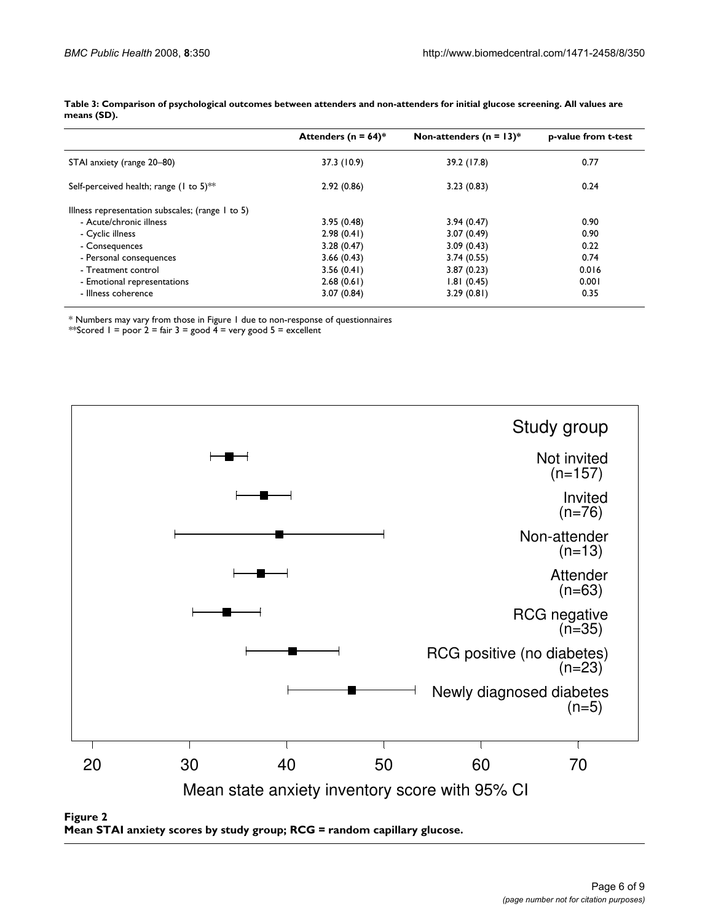**Table 3: Comparison of psychological outcomes between attenders and non-attenders for initial glucose screening. All values are means (SD).**

| | Attenders (n = 64)* | Non-attenders (n = 13)* | p-value from t-test |
|---|---|---|---|
| STAI anxiety (range 20–80) | 37.3 (10.9) | 39.2 (17.8) | 0.77 |
| Self-perceived health; range (1 to 5)** | 2.92 (0.86) | 3.23 (0.83) | 0.24 |
| Illness representation subscales; (range 1 to 5) | | | |
| - Acute/chronic illness | 3.95 (0.48) | 3.94 (0.47) | 0.90 |
| - Cyclic illness | 2.98 (0.41) | 3.07 (0.49) | 0.90 |
| - Consequences | 3.28 (0.47) | 3.09 (0.43) | 0.22 |
| - Personal consequences | 3.66 (0.43) | 3.74 (0.55) | 0.74 |
| - Treatment control | 3.56 (0.41) | 3.87 (0.23) | 0.016 |
| - Emotional representations | 2.68 (0.61) | 1.81 (0.45) | 0.001 |
| - Illness coherence | 3.07 (0.84) | 3.29 (0.81) | 0.35 |

* Numbers may vary from those in Figure 1 due to non-response of questionnaires
**Scored 1 = poor 2 = fair 3 = good 4 = very good 5 = excellent

**Figure 2**
**Mean STAI anxiety scores by study group; RCG = random capillary glucose.**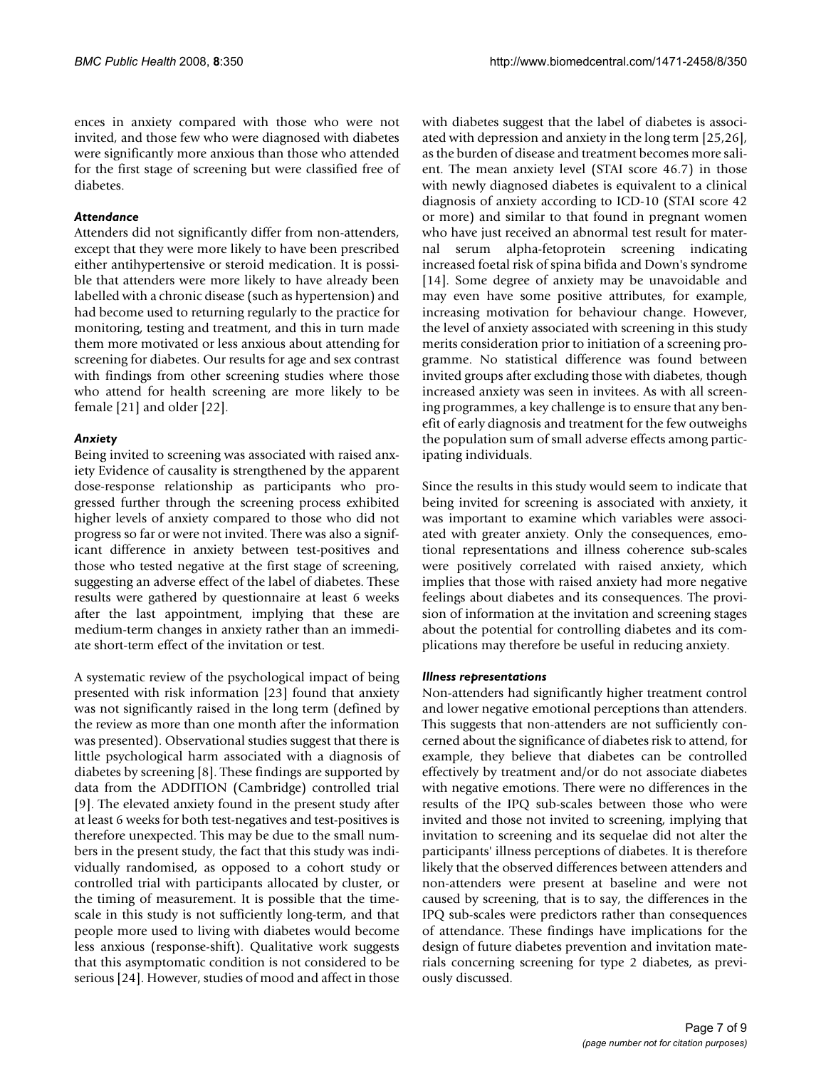ences in anxiety compared with those who were not invited, and those few who were diagnosed with diabetes were significantly more anxious than those who attended for the first stage of screening but were classified free of diabetes.

### *Attendance*

Attenders did not significantly differ from non-attenders, except that they were more likely to have been prescribed either antihypertensive or steroid medication. It is possible that attenders were more likely to have already been labelled with a chronic disease (such as hypertension) and had become used to returning regularly to the practice for monitoring, testing and treatment, and this in turn made them more motivated or less anxious about attending for screening for diabetes. Our results for age and sex contrast with findings from other screening studies where those who attend for health screening are more likely to be female [21] and older [22].

### *Anxiety*

Being invited to screening was associated with raised anxiety Evidence of causality is strengthened by the apparent dose-response relationship as participants who progressed further through the screening process exhibited higher levels of anxiety compared to those who did not progress so far or were not invited. There was also a significant difference in anxiety between test-positives and those who tested negative at the first stage of screening, suggesting an adverse effect of the label of diabetes. These results were gathered by questionnaire at least 6 weeks after the last appointment, implying that these are medium-term changes in anxiety rather than an immediate short-term effect of the invitation or test.

A systematic review of the psychological impact of being presented with risk information [23] found that anxiety was not significantly raised in the long term (defined by the review as more than one month after the information was presented). Observational studies suggest that there is little psychological harm associated with a diagnosis of diabetes by screening [8]. These findings are supported by data from the ADDITION (Cambridge) controlled trial [9]. The elevated anxiety found in the present study after at least 6 weeks for both test-negatives and test-positives is therefore unexpected. This may be due to the small numbers in the present study, the fact that this study was individually randomised, as opposed to a cohort study or controlled trial with participants allocated by cluster, or the timing of measurement. It is possible that the timescale in this study is not sufficiently long-term, and that people more used to living with diabetes would become less anxious (response-shift). Qualitative work suggests that this asymptomatic condition is not considered to be serious [24]. However, studies of mood and affect in those with diabetes suggest that the label of diabetes is associated with depression and anxiety in the long term [25,26], as the burden of disease and treatment becomes more salient. The mean anxiety level (STAI score 46.7) in those with newly diagnosed diabetes is equivalent to a clinical diagnosis of anxiety according to ICD-10 (STAI score 42 or more) and similar to that found in pregnant women who have just received an abnormal test result for maternal serum alpha-fetoprotein screening indicating increased foetal risk of spina bifida and Down's syndrome [14]. Some degree of anxiety may be unavoidable and may even have some positive attributes, for example, increasing motivation for behaviour change. However, the level of anxiety associated with screening in this study merits consideration prior to initiation of a screening programme. No statistical difference was found between invited groups after excluding those with diabetes, though increased anxiety was seen in invitees. As with all screening programmes, a key challenge is to ensure that any benefit of early diagnosis and treatment for the few outweighs the population sum of small adverse effects among participating individuals.

Since the results in this study would seem to indicate that being invited for screening is associated with anxiety, it was important to examine which variables were associated with greater anxiety. Only the consequences, emotional representations and illness coherence sub-scales were positively correlated with raised anxiety, which implies that those with raised anxiety had more negative feelings about diabetes and its consequences. The provision of information at the invitation and screening stages about the potential for controlling diabetes and its complications may therefore be useful in reducing anxiety.

### *Illness representations*

Non-attenders had significantly higher treatment control and lower negative emotional perceptions than attenders. This suggests that non-attenders are not sufficiently concerned about the significance of diabetes risk to attend, for example, they believe that diabetes can be controlled effectively by treatment and/or do not associate diabetes with negative emotions. There were no differences in the results of the IPQ sub-scales between those who were invited and those not invited to screening, implying that invitation to screening and its sequelae did not alter the participants' illness perceptions of diabetes. It is therefore likely that the observed differences between attenders and non-attenders were present at baseline and were not caused by screening, that is to say, the differences in the IPQ sub-scales were predictors rather than consequences of attendance. These findings have implications for the design of future diabetes prevention and invitation materials concerning screening for type 2 diabetes, as previously discussed.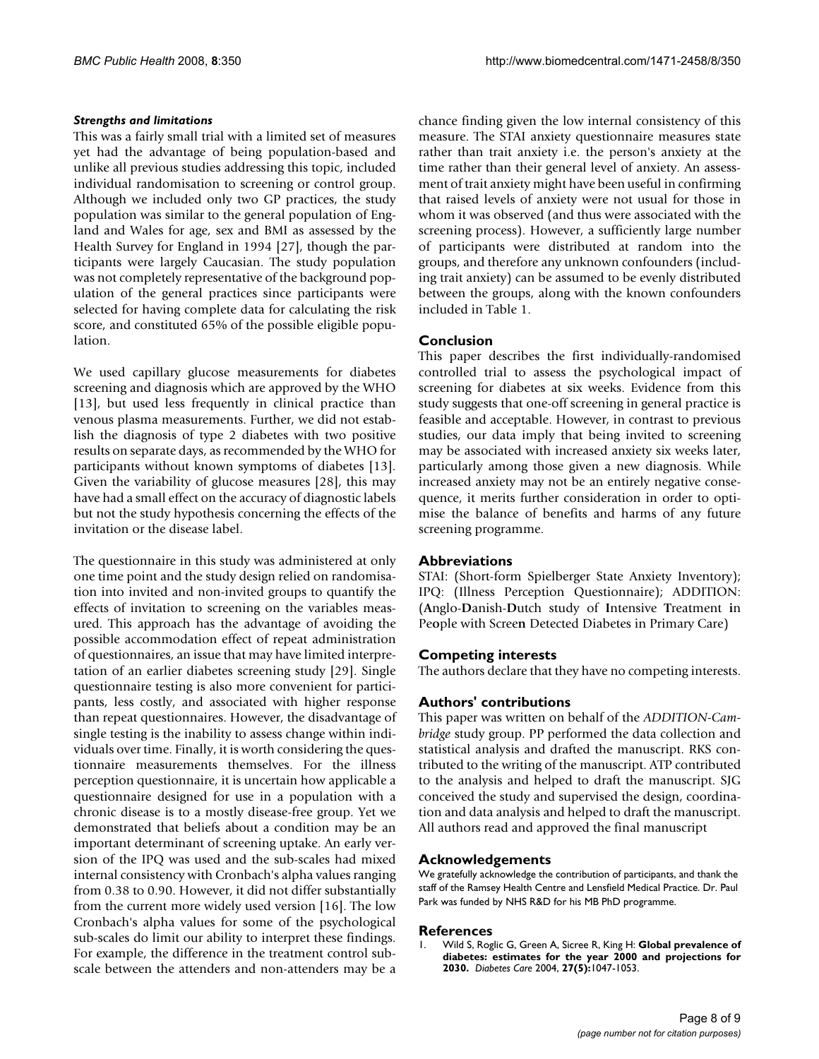### *Strengths and limitations*

This was a fairly small trial with a limited set of measures yet had the advantage of being population-based and unlike all previous studies addressing this topic, included individual randomisation to screening or control group. Although we included only two GP practices, the study population was similar to the general population of England and Wales for age, sex and BMI as assessed by the Health Survey for England in 1994 [27], though the participants were largely Caucasian. The study population was not completely representative of the background population of the general practices since participants were selected for having complete data for calculating the risk score, and constituted 65% of the possible eligible population.

We used capillary glucose measurements for diabetes screening and diagnosis which are approved by the WHO [13], but used less frequently in clinical practice than venous plasma measurements. Further, we did not establish the diagnosis of type 2 diabetes with two positive results on separate days, as recommended by the WHO for participants without known symptoms of diabetes [13]. Given the variability of glucose measures [28], this may have had a small effect on the accuracy of diagnostic labels but not the study hypothesis concerning the effects of the invitation or the disease label.

The questionnaire in this study was administered at only one time point and the study design relied on randomisation into invited and non-invited groups to quantify the effects of invitation to screening on the variables measured. This approach has the advantage of avoiding the possible accommodation effect of repeat administration of questionnaires, an issue that may have limited interpretation of an earlier diabetes screening study [29]. Single questionnaire testing is also more convenient for participants, less costly, and associated with higher response than repeat questionnaires. However, the disadvantage of single testing is the inability to assess change within individuals over time. Finally, it is worth considering the questionnaire measurements themselves. For the illness perception questionnaire, it is uncertain how applicable a questionnaire designed for use in a population with a chronic disease is to a mostly disease-free group. Yet we demonstrated that beliefs about a condition may be an important determinant of screening uptake. An early version of the IPQ was used and the sub-scales had mixed internal consistency with Cronbach's alpha values ranging from 0.38 to 0.90. However, it did not differ substantially from the current more widely used version [16]. The low Cronbach's alpha values for some of the psychological sub-scales do limit our ability to interpret these findings. For example, the difference in the treatment control sub-scale between the attenders and non-attenders may be a chance finding given the low internal consistency of this measure. The STAI anxiety questionnaire measures state rather than trait anxiety i.e. the person's anxiety at the time rather than their general level of anxiety. An assessment of trait anxiety might have been useful in confirming that raised levels of anxiety were not usual for those in whom it was observed (and thus were associated with the screening process). However, a sufficiently large number of participants were distributed at random into the groups, and therefore any unknown confounders (including trait anxiety) can be assumed to be evenly distributed between the groups, along with the known confounders included in Table 1.

## Conclusion

This paper describes the first individually-randomised controlled trial to assess the psychological impact of screening for diabetes at six weeks. Evidence from this study suggests that one-off screening in general practice is feasible and acceptable. However, in contrast to previous studies, our data imply that being invited to screening may be associated with increased anxiety six weeks later, particularly among those given a new diagnosis. While increased anxiety may not be an entirely negative consequence, it merits further consideration in order to optimise the balance of benefits and harms of any future screening programme.

## Abbreviations

STAI: (Short-form Spielberger State Anxiety Inventory); IPQ: (Illness Perception Questionnaire); ADDITION: (**A**nglo-**D**anish-**D**utch study of **I**ntensive **T**reatment **i**n Pe**o**ple with Scree**n** Detected Diabetes in Primary Care)

## Competing interests

The authors declare that they have no competing interests.

## Authors' contributions

This paper was written on behalf of the *ADDITION-Cambridge* study group. PP performed the data collection and statistical analysis and drafted the manuscript. RKS contributed to the writing of the manuscript. ATP contributed to the analysis and helped to draft the manuscript. SJG conceived the study and supervised the design, coordination and data analysis and helped to draft the manuscript. All authors read and approved the final manuscript

## Acknowledgements

We gratefully acknowledge the contribution of participants, and thank the staff of the Ramsey Health Centre and Lensfield Medical Practice. Dr. Paul Park was funded by NHS R&D for his MB PhD programme.

## References

1. Wild S, Roglic G, Green A, Sicree R, King H: **Global prevalence of diabetes: estimates for the year 2000 and projections for 2030.** *Diabetes Care* 2004, **27(5):**1047-1053.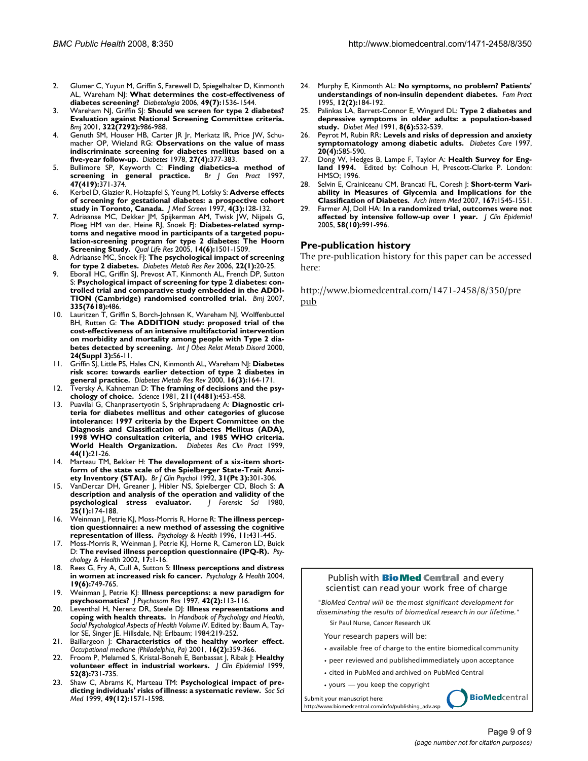2. Glumer C, Yuyun M, Griffin S, Farewell D, Spiegelhalter D, Kinmonth AL, Wareham NJ: **What determines the cost-effectiveness of diabetes screening?** *Diabetologia* 2006, **49(7):**1536-1544.
3. Wareham NJ, Griffin SJ: **Should we screen for type 2 diabetes? Evaluation against National Screening Committee criteria.** *Bmj* 2001, **322(7292):**986-988.
4. Genuth SM, Houser HB, Carter JR Jr, Merkatz IR, Price JW, Schumacher OP, Wieland RG: **Observations on the value of mass indiscriminate screening for diabetes mellitus based on a five-year follow-up.** *Diabetes* 1978, **27(4):**377-383.
5. Bullimore SP, Keyworth C: **Finding diabetics–a method of screening in general practice.** *Br J Gen Pract* 1997, **47(419):**371-374.
6. Kerbel D, Glazier R, Holzapfel S, Yeung M, Lofsky S: **Adverse effects of screening for gestational diabetes: a prospective cohort study in Toronto, Canada.** *J Med Screen* 1997, **4(3):**128-132.
7. Adriaanse MC, Dekker JM, Spijkerman AM, Twisk JW, Nijpels G, Ploeg HM van der, Heine RJ, Snoek FJ: **Diabetes-related symptoms and negative mood in participants of a targeted population-screening program for type 2 diabetes: The Hoorn Screening Study.** *Qual Life Res* 2005, **14(6):**1501-1509.
8. Adriaanse MC, Snoek FJ: **The psychological impact of screening for type 2 diabetes.** *Diabetes Metab Res Rev* 2006, **22(1):**20-25.
9. Eborall HC, Griffin SJ, Prevost AT, Kinmonth AL, French DP, Sutton S: **Psychological impact of screening for type 2 diabetes: controlled trial and comparative study embedded in the ADDITION (Cambridge) randomised controlled trial.** *Bmj* 2007, **335(7618):**486.
10. Lauritzen T, Griffin S, Borch-Johnsen K, Wareham NJ, Wolffenbuttel BH, Rutten G: **The ADDITION study: proposed trial of the cost-effectiveness of an intensive multifactorial intervention on morbidity and mortality among people with Type 2 diabetes detected by screening.** *Int J Obes Relat Metab Disord* 2000, **24(Suppl 3):**S6-11.
11. Griffin SJ, Little PS, Hales CN, Kinmonth AL, Wareham NJ: **Diabetes risk score: towards earlier detection of type 2 diabetes in general practice.** *Diabetes Metab Res Rev* 2000, **16(3):**164-171.
12. Tversky A, Kahneman D: **The framing of decisions and the psychology of choice.** *Science* 1981, **211(4481):**453-458.
13. Puavilai G, Chanprasertyotin S, Sriphrapradaeng A: **Diagnostic criteria for diabetes mellitus and other categories of glucose intolerance: 1997 criteria by the Expert Committee on the Diagnosis and Classification of Diabetes Mellitus (ADA), 1998 WHO consultation criteria, and 1985 WHO criteria. World Health Organization.** *Diabetes Res Clin Pract* 1999, **44(1):**21-26.
14. Marteau TM, Bekker H: **The development of a six-item short-form of the state scale of the Spielberger State-Trait Anxiety Inventory (STAI).** *Br J Clin Psychol* 1992, **31(Pt 3):**301-306.
15. VanDercar DH, Greaner J, Hibler NS, Spielberger CD, Bloch S: **A description and analysis of the operation and validity of the psychological stress evaluator.** *J Forensic Sci* 1980, **25(1):**174-188.
16. Weinman J, Petrie KJ, Moss-Morris R, Horne R: **The illness perception questionnaire: a new method of assessing the cognitive representation of illness.** *Psychology & Health* 1996, **11:**431-445.
17. Moss-Morris R, Weinman J, Petrie KJ, Horne R, Cameron LD, Buick D: **The revised illness perception questionnaire (IPQ-R).** *Psychology & Health* 2002, **17:**1-16.
18. Rees G, Fry A, Cull A, Sutton S: **Illness perceptions and distress in women at increased risk fo cancer.** *Psychology & Health* 2004, **19(6):**749-765.
19. Weinman J, Petrie KJ: **Illness perceptions: a new paradigm for psychosomatics?** *J Psychosom Res* 1997, **42(2):**113-116.
20. Leventhal H, Nerenz DR, Steele DJ: **Illness representations and coping with health threats.** In *Handbook of Psychology and Health, Social Psychological Aspects of Health Volume IV*. Edited by: Baum A, Taylor SE, Singer JE. Hillsdale, NJ: Erlbaum; 1984:219-252.
21. Baillargeon J: **Characteristics of the healthy worker effect.** *Occupational medicine (Philadelphia, Pa)* 2001, **16(2):**359-366.
22. Froom P, Melamed S, Kristal-Boneh E, Benbassat J, Ribak J: **Healthy volunteer effect in industrial workers.** *J Clin Epidemiol* 1999, **52(8):**731-735.
23. Shaw C, Abrams K, Marteau TM: **Psychological impact of predicting individuals' risks of illness: a systematic review.** *Soc Sci Med* 1999, **49(12):**1571-1598.
24. Murphy E, Kinmonth AL: **No symptoms, no problem? Patients' understandings of non-insulin dependent diabetes.** *Fam Pract* 1995, **12(2):**184-192.
25. Palinkas LA, Barrett-Connor E, Wingard DL: **Type 2 diabetes and depressive symptoms in older adults: a population-based study.** *Diabet Med* 1991, **8(6):**532-539.
26. Peyrot M, Rubin RR: **Levels and risks of depression and anxiety symptomatology among diabetic adults.** *Diabetes Care* 1997, **20(4):**585-590.
27. Dong W, Hedges B, Lampe F, Taylor A: **Health Survey for England 1994.** Edited by: Colhoun H, Prescott-Clarke P. London: HMSO; 1996.
28. Selvin E, Crainiceanu CM, Brancati FL, Coresh J: **Short-term Variability in Measures of Glycemia and Implications for the Classification of Diabetes.** *Arch Intern Med* 2007, **167:**1545-1551.
29. Farmer AJ, Doll HA: **In a randomized trial, outcomes were not affected by intensive follow-up over 1 year.** *J Clin Epidemiol* 2005, **58(10):**991-996.

## Pre-publication history

The pre-publication history for this paper can be accessed here:

http://www.biomedcentral.com/1471-2458/8/350/prepub

Publish with **BioMed Central** and every scientist can read your work free of charge

*"BioMed Central will be the most significant development for disseminating the results of biomedical research in our lifetime."*
Sir Paul Nurse, Cancer Research UK

Your research papers will be:

- available free of charge to the entire biomedical community
- peer reviewed and published immediately upon acceptance
- cited in PubMed and archived on PubMed Central
- yours — you keep the copyright

Submit your manuscript here:
http://www.biomedcentral.com/info/publishing_adv.asp

**BioMed**central